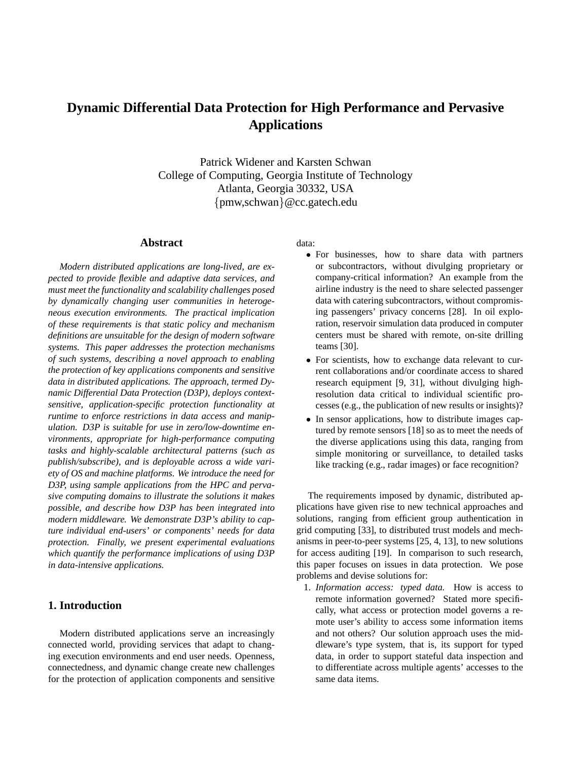# Dynamic Differential Data Protection for High Performance and Pervasive Applications

Patrick Widener and Karsten Schwan
College of Computing, Georgia Institute of Technology
Atlanta, Georgia 30332, USA
{pmw,schwan}@cc.gatech.edu

## Abstract

*Modern distributed applications are long-lived, are expected to provide flexible and adaptive data services, and must meet the functionality and scalability challenges posed by dynamically changing user communities in heterogeneous execution environments. The practical implication of these requirements is that static policy and mechanism definitions are unsuitable for the design of modern software systems. This paper addresses the protection mechanisms of such systems, describing a novel approach to enabling the protection of key applications components and sensitive data in distributed applications. The approach, termed Dynamic Differential Data Protection (D3P), deploys context-sensitive, application-specific protection functionality at runtime to enforce restrictions in data access and manipulation. D3P is suitable for use in zero/low-downtime environments, appropriate for high-performance computing tasks and highly-scalable architectural patterns (such as publish/subscribe), and is deployable across a wide variety of OS and machine platforms. We introduce the need for D3P, using sample applications from the HPC and pervasive computing domains to illustrate the solutions it makes possible, and describe how D3P has been integrated into modern middleware. We demonstrate D3P's ability to capture individual end-users' or components' needs for data protection. Finally, we present experimental evaluations which quantify the performance implications of using D3P in data-intensive applications.*

## 1. Introduction

Modern distributed applications serve an increasingly connected world, providing services that adapt to changing execution environments and end user needs. Openness, connectedness, and dynamic change create new challenges for the protection of application components and sensitive data:

- For businesses, how to share data with partners or subcontractors, without divulging proprietary or company-critical information? An example from the airline industry is the need to share selected passenger data with catering subcontractors, without compromising passengers' privacy concerns [28]. In oil exploration, reservoir simulation data produced in computer centers must be shared with remote, on-site drilling teams [30].
- For scientists, how to exchange data relevant to current collaborations and/or coordinate access to shared research equipment [9, 31], without divulging high-resolution data critical to individual scientific processes (e.g., the publication of new results or insights)?
- In sensor applications, how to distribute images captured by remote sensors [18] so as to meet the needs of the diverse applications using this data, ranging from simple monitoring or surveillance, to detailed tasks like tracking (e.g., radar images) or face recognition?

The requirements imposed by dynamic, distributed applications have given rise to new technical approaches and solutions, ranging from efficient group authentication in grid computing [33], to distributed trust models and mechanisms in peer-to-peer systems [25, 4, 13], to new solutions for access auditing [19]. In comparison to such research, this paper focuses on issues in data protection. We pose problems and devise solutions for:

1. *Information access: typed data.* How is access to remote information governed? Stated more specifically, what access or protection model governs a remote user's ability to access some information items and not others? Our solution approach uses the middleware's type system, that is, its support for typed data, in order to support stateful data inspection and to differentiate across multiple agents' accesses to the same data items.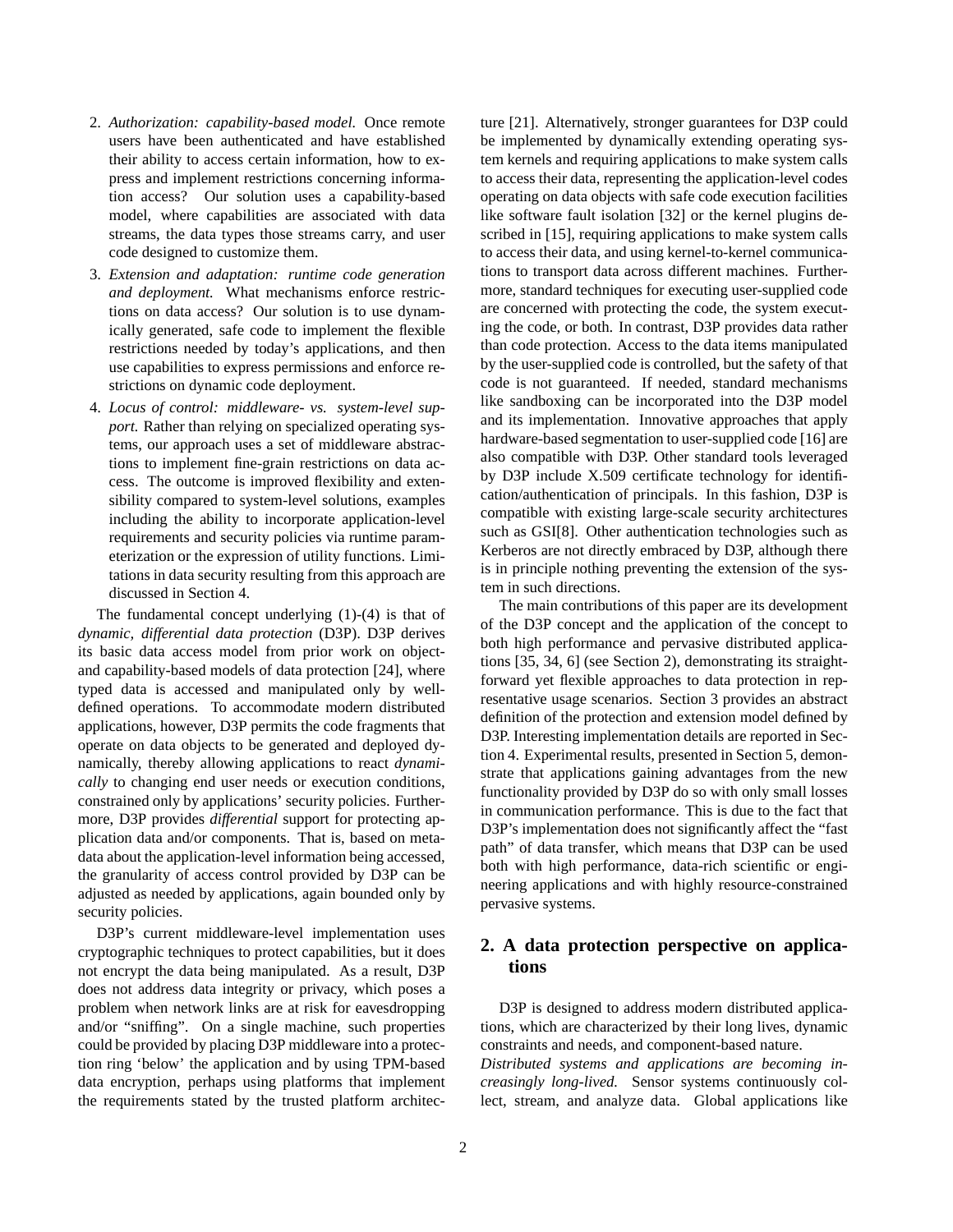2. *Authorization: capability-based model.* Once remote users have been authenticated and have established their ability to access certain information, how to express and implement restrictions concerning information access? Our solution uses a capability-based model, where capabilities are associated with data streams, the data types those streams carry, and user code designed to customize them.
3. *Extension and adaptation: runtime code generation and deployment.* What mechanisms enforce restrictions on data access? Our solution is to use dynamically generated, safe code to implement the flexible restrictions needed by today's applications, and then use capabilities to express permissions and enforce restrictions on dynamic code deployment.
4. *Locus of control: middleware- vs. system-level support.* Rather than relying on specialized operating systems, our approach uses a set of middleware abstractions to implement fine-grain restrictions on data access. The outcome is improved flexibility and extensibility compared to system-level solutions, examples including the ability to incorporate application-level requirements and security policies via runtime parameterization or the expression of utility functions. Limitations in data security resulting from this approach are discussed in Section 4.

The fundamental concept underlying (1)-(4) is that of *dynamic, differential data protection* (D3P). D3P derives its basic data access model from prior work on object- and capability-based models of data protection [24], where typed data is accessed and manipulated only by well-defined operations. To accommodate modern distributed applications, however, D3P permits the code fragments that operate on data objects to be generated and deployed dynamically, thereby allowing applications to react *dynamically* to changing end user needs or execution conditions, constrained only by applications' security policies. Furthermore, D3P provides *differential* support for protecting application data and/or components. That is, based on metadata about the application-level information being accessed, the granularity of access control provided by D3P can be adjusted as needed by applications, again bounded only by security policies.

D3P's current middleware-level implementation uses cryptographic techniques to protect capabilities, but it does not encrypt the data being manipulated. As a result, D3P does not address data integrity or privacy, which poses a problem when network links are at risk for eavesdropping and/or "sniffing". On a single machine, such properties could be provided by placing D3P middleware into a protection ring 'below' the application and by using TPM-based data encryption, perhaps using platforms that implement the requirements stated by the trusted platform architecture [21]. Alternatively, stronger guarantees for D3P could be implemented by dynamically extending operating system kernels and requiring applications to make system calls to access their data, representing the application-level codes operating on data objects with safe code execution facilities like software fault isolation [32] or the kernel plugins described in [15], requiring applications to make system calls to access their data, and using kernel-to-kernel communications to transport data across different machines. Furthermore, standard techniques for executing user-supplied code are concerned with protecting the code, the system executing the code, or both. In contrast, D3P provides data rather than code protection. Access to the data items manipulated by the user-supplied code is controlled, but the safety of that code is not guaranteed. If needed, standard mechanisms like sandboxing can be incorporated into the D3P model and its implementation. Innovative approaches that apply hardware-based segmentation to user-supplied code [16] are also compatible with D3P. Other standard tools leveraged by D3P include X.509 certificate technology for identification/authentication of principals. In this fashion, D3P is compatible with existing large-scale security architectures such as GSI[8]. Other authentication technologies such as Kerberos are not directly embraced by D3P, although there is in principle nothing preventing the extension of the system in such directions.

The main contributions of this paper are its development of the D3P concept and the application of the concept to both high performance and pervasive distributed applications [35, 34, 6] (see Section 2), demonstrating its straightforward yet flexible approaches to data protection in representative usage scenarios. Section 3 provides an abstract definition of the protection and extension model defined by D3P. Interesting implementation details are reported in Section 4. Experimental results, presented in Section 5, demonstrate that applications gaining advantages from the new functionality provided by D3P do so with only small losses in communication performance. This is due to the fact that D3P's implementation does not significantly affect the "fast path" of data transfer, which means that D3P can be used both with high performance, data-rich scientific or engineering applications and with highly resource-constrained pervasive systems.

## 2. A data protection perspective on applications

D3P is designed to address modern distributed applications, which are characterized by their long lives, dynamic constraints and needs, and component-based nature.

*Distributed systems and applications are becoming increasingly long-lived.* Sensor systems continuously collect, stream, and analyze data. Global applications like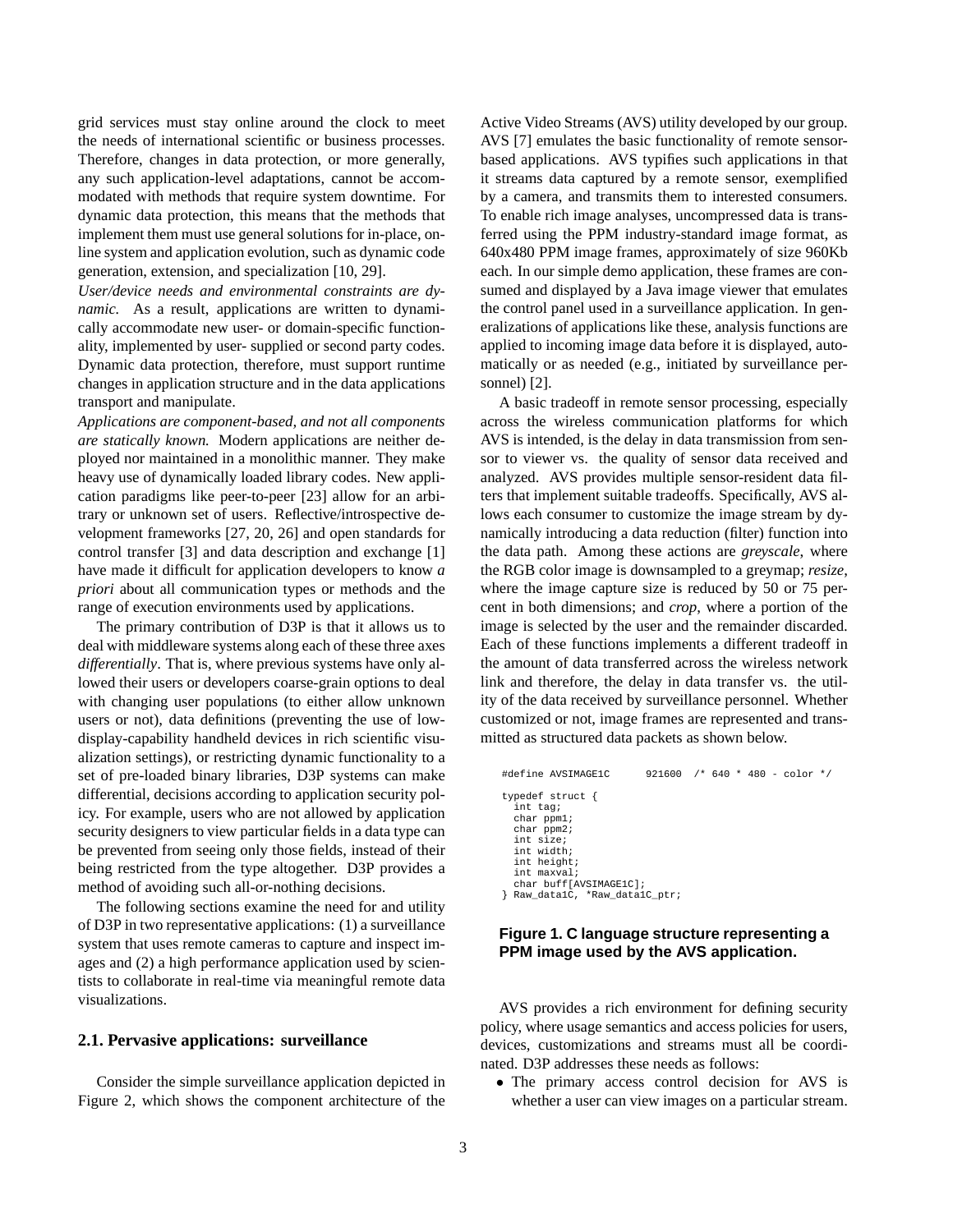grid services must stay online around the clock to meet the needs of international scientific or business processes. Therefore, changes in data protection, or more generally, any such application-level adaptations, cannot be accommodated with methods that require system downtime. For dynamic data protection, this means that the methods that implement them must use general solutions for in-place, online system and application evolution, such as dynamic code generation, extension, and specialization [10, 29].

*User/device needs and environmental constraints are dynamic.* As a result, applications are written to dynamically accommodate new user- or domain-specific functionality, implemented by user- supplied or second party codes. Dynamic data protection, therefore, must support runtime changes in application structure and in the data applications transport and manipulate.

*Applications are component-based, and not all components are statically known.* Modern applications are neither deployed nor maintained in a monolithic manner. They make heavy use of dynamically loaded library codes. New application paradigms like peer-to-peer [23] allow for an arbitrary or unknown set of users. Reflective/introspective development frameworks [27, 20, 26] and open standards for control transfer [3] and data description and exchange [1] have made it difficult for application developers to know *a priori* about all communication types or methods and the range of execution environments used by applications.

The primary contribution of D3P is that it allows us to deal with middleware systems along each of these three axes *differentially*. That is, where previous systems have only allowed their users or developers coarse-grain options to deal with changing user populations (to either allow unknown users or not), data definitions (preventing the use of low-display-capability handheld devices in rich scientific visualization settings), or restricting dynamic functionality to a set of pre-loaded binary libraries, D3P systems can make differential, decisions according to application security policy. For example, users who are not allowed by application security designers to view particular fields in a data type can be prevented from seeing only those fields, instead of their being restricted from the type altogether. D3P provides a method of avoiding such all-or-nothing decisions.

The following sections examine the need for and utility of D3P in two representative applications: (1) a surveillance system that uses remote cameras to capture and inspect images and (2) a high performance application used by scientists to collaborate in real-time via meaningful remote data visualizations.

### 2.1. Pervasive applications: surveillance

Consider the simple surveillance application depicted in Figure 2, which shows the component architecture of the Active Video Streams (AVS) utility developed by our group. AVS [7] emulates the basic functionality of remote sensor-based applications. AVS typifies such applications in that it streams data captured by a remote sensor, exemplified by a camera, and transmits them to interested consumers. To enable rich image analyses, uncompressed data is transferred using the PPM industry-standard image format, as 640x480 PPM image frames, approximately of size 960Kb each. In our simple demo application, these frames are consumed and displayed by a Java image viewer that emulates the control panel used in a surveillance application. In generalizations of applications like these, analysis functions are applied to incoming image data before it is displayed, automatically or as needed (e.g., initiated by surveillance personnel) [2].

A basic tradeoff in remote sensor processing, especially across the wireless communication platforms for which AVS is intended, is the delay in data transmission from sensor to viewer vs. the quality of sensor data received and analyzed. AVS provides multiple sensor-resident data filters that implement suitable tradeoffs. Specifically, AVS allows each consumer to customize the image stream by dynamically introducing a data reduction (filter) function into the data path. Among these actions are *greyscale*, where the RGB color image is downsampled to a greymap; *resize*, where the image capture size is reduced by 50 or 75 percent in both dimensions; and *crop*, where a portion of the image is selected by the user and the remainder discarded. Each of these functions implements a different tradeoff in the amount of data transferred across the wireless network link and therefore, the delay in data transfer vs. the utility of the data received by surveillance personnel. Whether customized or not, image frames are represented and transmitted as structured data packets as shown below.

```
#define AVSIMAGE1C      921600  /* 640 * 480 - color */

typedef struct {
  int tag;
  char ppm1;
  char ppm2;
  int size;
  int width;
  int height;
  int maxval;
  char buff[AVSIMAGE1C];
} Raw_data1C, *Raw_data1C_ptr;
```

**Figure 1. C language structure representing a PPM image used by the AVS application.**

AVS provides a rich environment for defining security policy, where usage semantics and access policies for users, devices, customizations and streams must all be coordinated. D3P addresses these needs as follows:

- The primary access control decision for AVS is whether a user can view images on a particular stream.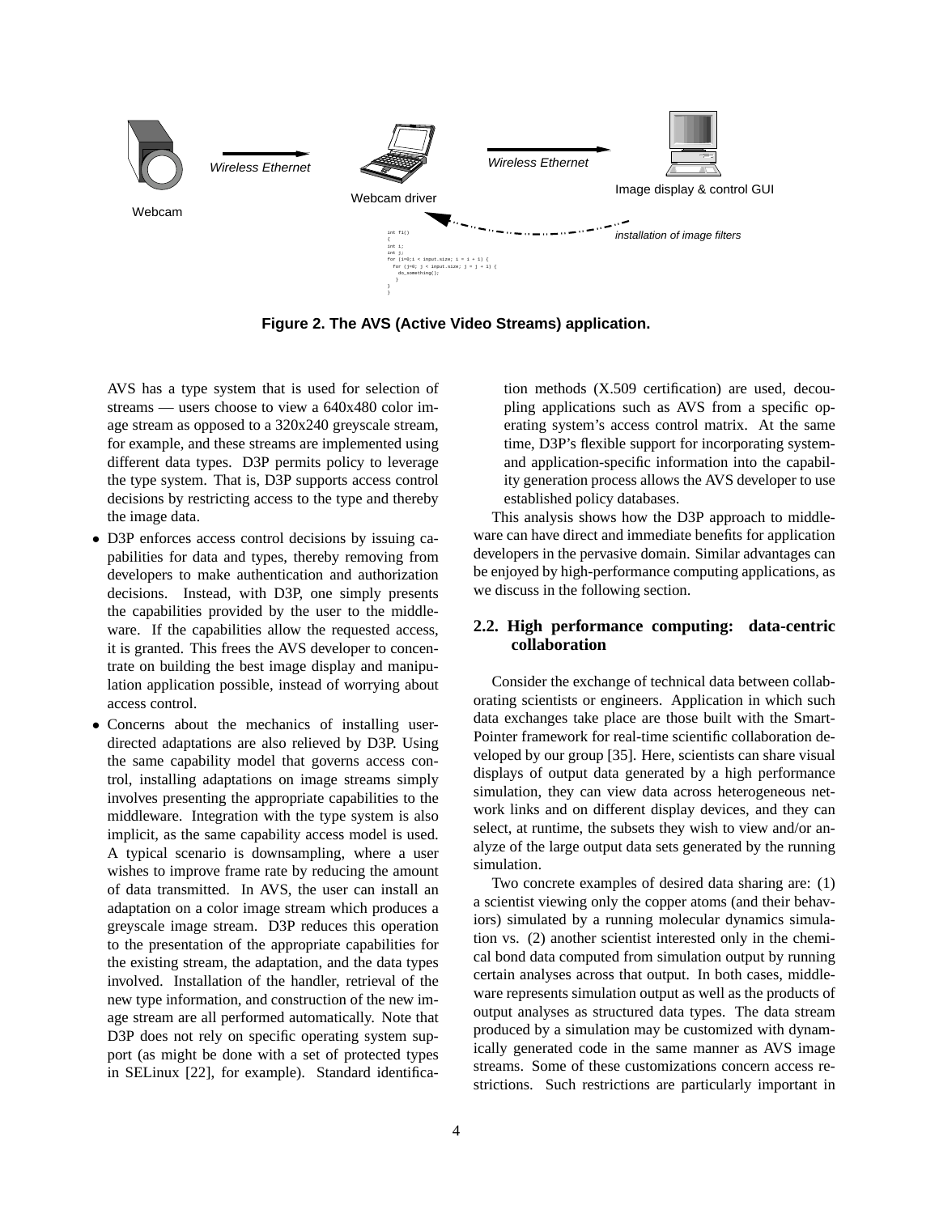Figure 2. The AVS (Active Video Streams) application.

AVS has a type system that is used for selection of streams — users choose to view a 640x480 color image stream as opposed to a 320x240 greyscale stream, for example, and these streams are implemented using different data types. D3P permits policy to leverage the type system. That is, D3P supports access control decisions by restricting access to the type and thereby the image data.

- D3P enforces access control decisions by issuing capabilities for data and types, thereby removing from developers to make authentication and authorization decisions. Instead, with D3P, one simply presents the capabilities provided by the user to the middleware. If the capabilities allow the requested access, it is granted. This frees the AVS developer to concentrate on building the best image display and manipulation application possible, instead of worrying about access control.
- Concerns about the mechanics of installing user-directed adaptations are also relieved by D3P. Using the same capability model that governs access control, installing adaptations on image streams simply involves presenting the appropriate capabilities to the middleware. Integration with the type system is also implicit, as the same capability access model is used. A typical scenario is downsampling, where a user wishes to improve frame rate by reducing the amount of data transmitted. In AVS, the user can install an adaptation on a color image stream which produces a greyscale image stream. D3P reduces this operation to the presentation of the appropriate capabilities for the existing stream, the adaptation, and the data types involved. Installation of the handler, retrieval of the new type information, and construction of the new image stream are all performed automatically. Note that D3P does not rely on specific operating system support (as might be done with a set of protected types in SELinux [22], for example). Standard identification methods (X.509 certification) are used, decoupling applications such as AVS from a specific operating system's access control matrix. At the same time, D3P's flexible support for incorporating system- and application-specific information into the capability generation process allows the AVS developer to use established policy databases.

This analysis shows how the D3P approach to middleware can have direct and immediate benefits for application developers in the pervasive domain. Similar advantages can be enjoyed by high-performance computing applications, as we discuss in the following section.

### 2.2. High performance computing: data-centric collaboration

Consider the exchange of technical data between collaborating scientists or engineers. Application in which such data exchanges take place are those built with the SmartPointer framework for real-time scientific collaboration developed by our group [35]. Here, scientists can share visual displays of output data generated by a high performance simulation, they can view data across heterogeneous network links and on different display devices, and they can select, at runtime, the subsets they wish to view and/or analyze of the large output data sets generated by the running simulation.

Two concrete examples of desired data sharing are: (1) a scientist viewing only the copper atoms (and their behaviors) simulated by a running molecular dynamics simulation vs. (2) another scientist interested only in the chemical bond data computed from simulation output by running certain analyses across that output. In both cases, middleware represents simulation output as well as the products of output analyses as structured data types. The data stream produced by a simulation may be customized with dynamically generated code in the same manner as AVS image streams. Some of these customizations concern access restrictions. Such restrictions are particularly important in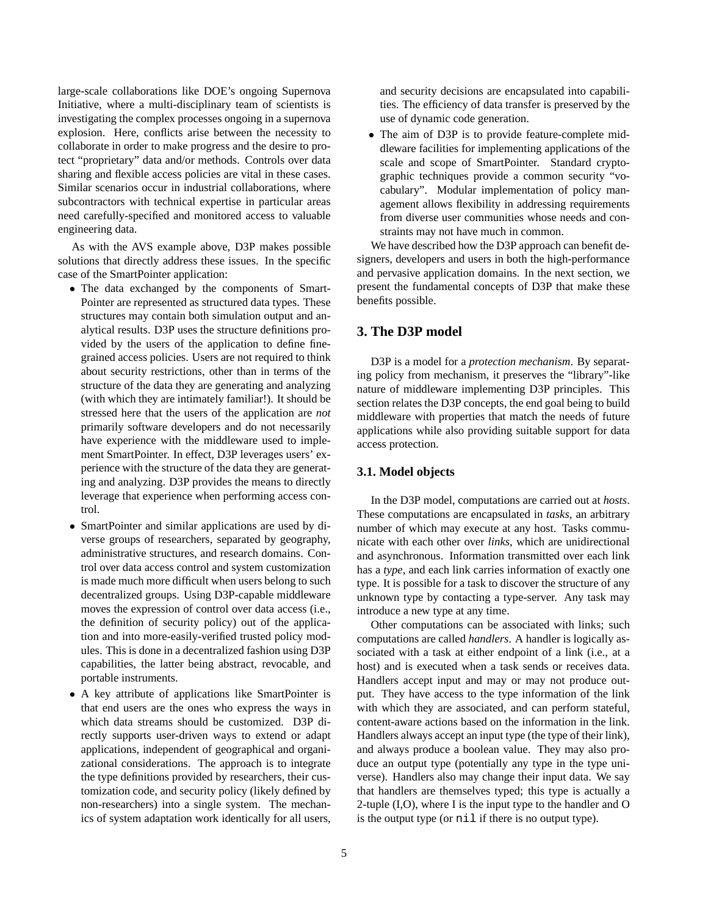large-scale collaborations like DOE's ongoing Supernova Initiative, where a multi-disciplinary team of scientists is investigating the complex processes ongoing in a supernova explosion. Here, conflicts arise between the necessity to collaborate in order to make progress and the desire to protect "proprietary" data and/or methods. Controls over data sharing and flexible access policies are vital in these cases. Similar scenarios occur in industrial collaborations, where subcontractors with technical expertise in particular areas need carefully-specified and monitored access to valuable engineering data.

As with the AVS example above, D3P makes possible solutions that directly address these issues. In the specific case of the SmartPointer application:

- The data exchanged by the components of SmartPointer are represented as structured data types. These structures may contain both simulation output and analytical results. D3P uses the structure definitions provided by the users of the application to define fine-grained access policies. Users are not required to think about security restrictions, other than in terms of the structure of the data they are generating and analyzing (with which they are intimately familiar!). It should be stressed here that the users of the application are *not* primarily software developers and do not necessarily have experience with the middleware used to implement SmartPointer. In effect, D3P leverages users' experience with the structure of the data they are generating and analyzing. D3P provides the means to directly leverage that experience when performing access control.
- SmartPointer and similar applications are used by diverse groups of researchers, separated by geography, administrative structures, and research domains. Control over data access control and system customization is made much more difficult when users belong to such decentralized groups. Using D3P-capable middleware moves the expression of control over data access (i.e., the definition of security policy) out of the application and into more-easily-verified trusted policy modules. This is done in a decentralized fashion using D3P capabilities, the latter being abstract, revocable, and portable instruments.
- A key attribute of applications like SmartPointer is that end users are the ones who express the ways in which data streams should be customized. D3P directly supports user-driven ways to extend or adapt applications, independent of geographical and organizational considerations. The approach is to integrate the type definitions provided by researchers, their customization code, and security policy (likely defined by non-researchers) into a single system. The mechanics of system adaptation work identically for all users, and security decisions are encapsulated into capabilities. The efficiency of data transfer is preserved by the use of dynamic code generation.
- The aim of D3P is to provide feature-complete middleware facilities for implementing applications of the scale and scope of SmartPointer. Standard cryptographic techniques provide a common security "vocabulary". Modular implementation of policy management allows flexibility in addressing requirements from diverse user communities whose needs and constraints may not have much in common.

We have described how the D3P approach can benefit designers, developers and users in both the high-performance and pervasive application domains. In the next section, we present the fundamental concepts of D3P that make these benefits possible.

## 3. The D3P model

D3P is a model for a *protection mechanism*. By separating policy from mechanism, it preserves the "library"-like nature of middleware implementing D3P principles. This section relates the D3P concepts, the end goal being to build middleware with properties that match the needs of future applications while also providing suitable support for data access protection.

### 3.1. Model objects

In the D3P model, computations are carried out at *hosts*. These computations are encapsulated in *tasks*, an arbitrary number of which may execute at any host. Tasks communicate with each other over *links*, which are unidirectional and asynchronous. Information transmitted over each link has a *type*, and each link carries information of exactly one type. It is possible for a task to discover the structure of any unknown type by contacting a type-server. Any task may introduce a new type at any time.

Other computations can be associated with links; such computations are called *handlers*. A handler is logically associated with a task at either endpoint of a link (i.e., at a host) and is executed when a task sends or receives data. Handlers accept input and may or may not produce output. They have access to the type information of the link with which they are associated, and can perform stateful, content-aware actions based on the information in the link. Handlers always accept an input type (the type of their link), and always produce a boolean value. They may also produce an output type (potentially any type in the type universe). Handlers also may change their input data. We say that handlers are themselves typed; this type is actually a 2-tuple (I,O), where I is the input type to the handler and O is the output type (or `nil` if there is no output type).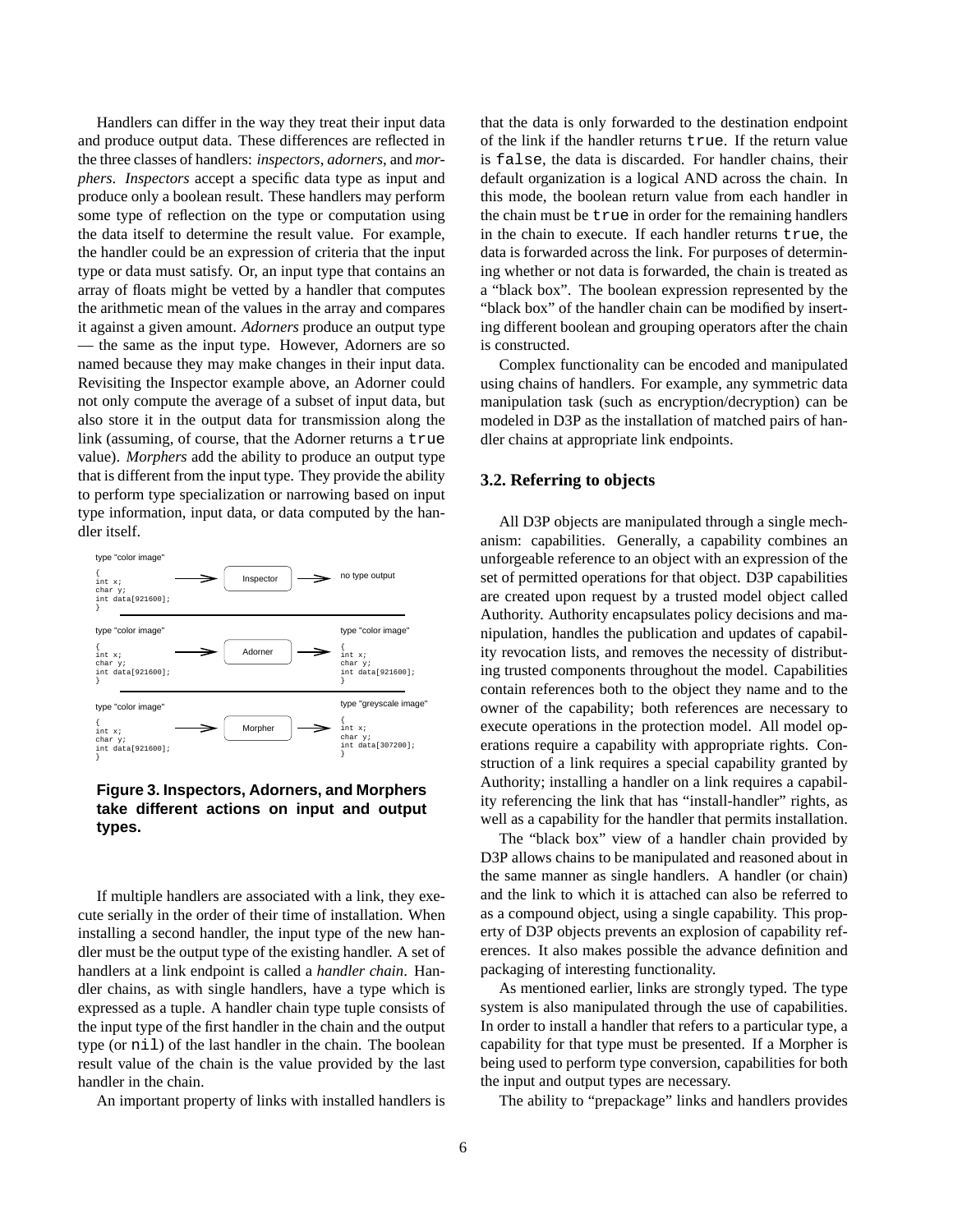Handlers can differ in the way they treat their input data and produce output data. These differences are reflected in the three classes of handlers: *inspectors*, *adorners*, and *morphers*. *Inspectors* accept a specific data type as input and produce only a boolean result. These handlers may perform some type of reflection on the type or computation using the data itself to determine the result value. For example, the handler could be an expression of criteria that the input type or data must satisfy. Or, an input type that contains an array of floats might be vetted by a handler that computes the arithmetic mean of the values in the array and compares it against a given amount. *Adorners* produce an output type — the same as the input type. However, Adorners are so named because they may make changes in their input data. Revisiting the Inspector example above, an Adorner could not only compute the average of a subset of input data, but also store it in the output data for transmission along the link (assuming, of course, that the Adorner returns a `true` value). *Morphers* add the ability to produce an output type that is different from the input type. They provide the ability to perform type specialization or narrowing based on input type information, input data, or data computed by the handler itself.

type "color image"
```
{
int x;
char y;
int data[921600];
}
```
→ Inspector → no type output

type "color image"
```
{
int x;
char y;
int data[921600];
}
```
→ Adorner → type "color image"
```
{
int x;
char y;
int data[921600];
}
```

type "color image"
```
{
int x;
char y;
int data[921600];
}
```
→ Morpher → type "greyscale image"
```
{
int x;
char y;
int data[307200];
}
```

**Figure 3. Inspectors, Adorners, and Morphers take different actions on input and output types.**

If multiple handlers are associated with a link, they execute serially in the order of their time of installation. When installing a second handler, the input type of the new handler must be the output type of the existing handler. A set of handlers at a link endpoint is called a *handler chain*. Handler chains, as with single handlers, have a type which is expressed as a tuple. A handler chain type tuple consists of the input type of the first handler in the chain and the output type (or `nil`) of the last handler in the chain. The boolean result value of the chain is the value provided by the last handler in the chain.

An important property of links with installed handlers is that the data is only forwarded to the destination endpoint of the link if the handler returns `true`. If the return value is `false`, the data is discarded. For handler chains, their default organization is a logical AND across the chain. In this mode, the boolean return value from each handler in the chain must be `true` in order for the remaining handlers in the chain to execute. If each handler returns `true`, the data is forwarded across the link. For purposes of determining whether or not data is forwarded, the chain is treated as a "black box". The boolean expression represented by the "black box" of the handler chain can be modified by inserting different boolean and grouping operators after the chain is constructed.

Complex functionality can be encoded and manipulated using chains of handlers. For example, any symmetric data manipulation task (such as encryption/decryption) can be modeled in D3P as the installation of matched pairs of handler chains at appropriate link endpoints.

### 3.2. Referring to objects

All D3P objects are manipulated through a single mechanism: capabilities. Generally, a capability combines an unforgeable reference to an object with an expression of the set of permitted operations for that object. D3P capabilities are created upon request by a trusted model object called Authority. Authority encapsulates policy decisions and manipulation, handles the publication and updates of capability revocation lists, and removes the necessity of distributing trusted components throughout the model. Capabilities contain references both to the object they name and to the owner of the capability; both references are necessary to execute operations in the protection model. All model operations require a capability with appropriate rights. Construction of a link requires a special capability granted by Authority; installing a handler on a link requires a capability referencing the link that has "install-handler" rights, as well as a capability for the handler that permits installation.

The "black box" view of a handler chain provided by D3P allows chains to be manipulated and reasoned about in the same manner as single handlers. A handler (or chain) and the link to which it is attached can also be referred to as a compound object, using a single capability. This property of D3P objects prevents an explosion of capability references. It also makes possible the advance definition and packaging of interesting functionality.

As mentioned earlier, links are strongly typed. The type system is also manipulated through the use of capabilities. In order to install a handler that refers to a particular type, a capability for that type must be presented. If a Morpher is being used to perform type conversion, capabilities for both the input and output types are necessary.

The ability to "prepackage" links and handlers provides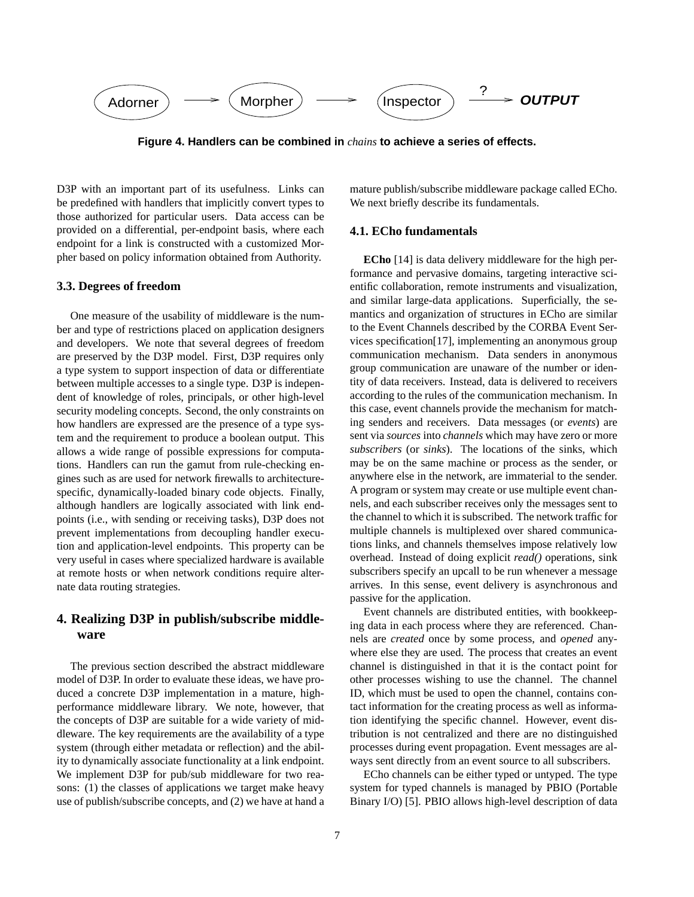Adorner → Morpher → Inspector ─?→ **OUTPUT**

**Figure 4. Handlers can be combined in *chains* to achieve a series of effects.**

D3P with an important part of its usefulness. Links can be predefined with handlers that implicitly convert types to those authorized for particular users. Data access can be provided on a differential, per-endpoint basis, where each endpoint for a link is constructed with a customized Morpher based on policy information obtained from Authority.

### 3.3. Degrees of freedom

One measure of the usability of middleware is the number and type of restrictions placed on application designers and developers. We note that several degrees of freedom are preserved by the D3P model. First, D3P requires only a type system to support inspection of data or differentiate between multiple accesses to a single type. D3P is independent of knowledge of roles, principals, or other high-level security modeling concepts. Second, the only constraints on how handlers are expressed are the presence of a type system and the requirement to produce a boolean output. This allows a wide range of possible expressions for computations. Handlers can run the gamut from rule-checking engines such as are used for network firewalls to architecture-specific, dynamically-loaded binary code objects. Finally, although handlers are logically associated with link endpoints (i.e., with sending or receiving tasks), D3P does not prevent implementations from decoupling handler execution and application-level endpoints. This property can be very useful in cases where specialized hardware is available at remote hosts or when network conditions require alternate data routing strategies.

## 4. Realizing D3P in publish/subscribe middleware

The previous section described the abstract middleware model of D3P. In order to evaluate these ideas, we have produced a concrete D3P implementation in a mature, high-performance middleware library. We note, however, that the concepts of D3P are suitable for a wide variety of middleware. The key requirements are the availability of a type system (through either metadata or reflection) and the ability to dynamically associate functionality at a link endpoint. We implement D3P for pub/sub middleware for two reasons: (1) the classes of applications we target make heavy use of publish/subscribe concepts, and (2) we have at hand a mature publish/subscribe middleware package called ECho. We next briefly describe its fundamentals.

### 4.1. ECho fundamentals

**ECho** [14] is data delivery middleware for the high performance and pervasive domains, targeting interactive scientific collaboration, remote instruments and visualization, and similar large-data applications. Superficially, the semantics and organization of structures in ECho are similar to the Event Channels described by the CORBA Event Services specification[17], implementing an anonymous group communication mechanism. Data senders in anonymous group communication are unaware of the number or identity of data receivers. Instead, data is delivered to receivers according to the rules of the communication mechanism. In this case, event channels provide the mechanism for matching senders and receivers. Data messages (or *events*) are sent via *sources* into *channels* which may have zero or more *subscribers* (or *sinks*). The locations of the sinks, which may be on the same machine or process as the sender, or anywhere else in the network, are immaterial to the sender. A program or system may create or use multiple event channels, and each subscriber receives only the messages sent to the channel to which it is subscribed. The network traffic for multiple channels is multiplexed over shared communications links, and channels themselves impose relatively low overhead. Instead of doing explicit *read()* operations, sink subscribers specify an upcall to be run whenever a message arrives. In this sense, event delivery is asynchronous and passive for the application.

Event channels are distributed entities, with bookkeeping data in each process where they are referenced. Channels are *created* once by some process, and *opened* anywhere else they are used. The process that creates an event channel is distinguished in that it is the contact point for other processes wishing to use the channel. The channel ID, which must be used to open the channel, contains contact information for the creating process as well as information identifying the specific channel. However, event distribution is not centralized and there are no distinguished processes during event propagation. Event messages are always sent directly from an event source to all subscribers.

ECho channels can be either typed or untyped. The type system for typed channels is managed by PBIO (Portable Binary I/O) [5]. PBIO allows high-level description of data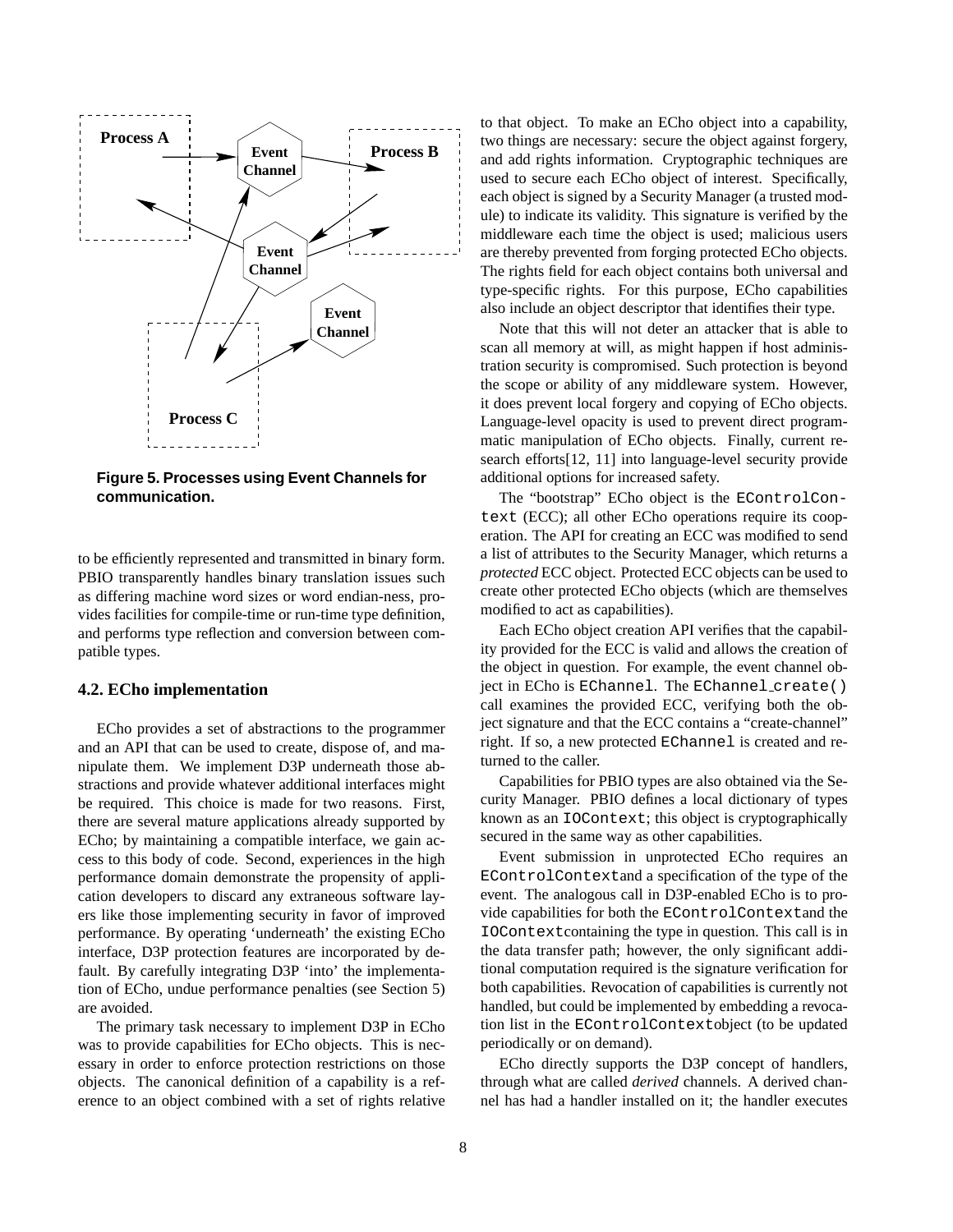Figure 5. Processes using Event Channels for communication.

to be efficiently represented and transmitted in binary form. PBIO transparently handles binary translation issues such as differing machine word sizes or word endian-ness, provides facilities for compile-time or run-time type definition, and performs type reflection and conversion between compatible types.

### 4.2. ECho implementation

ECho provides a set of abstractions to the programmer and an API that can be used to create, dispose of, and manipulate them. We implement D3P underneath those abstractions and provide whatever additional interfaces might be required. This choice is made for two reasons. First, there are several mature applications already supported by ECho; by maintaining a compatible interface, we gain access to this body of code. Second, experiences in the high performance domain demonstrate the propensity of application developers to discard any extraneous software layers like those implementing security in favor of improved performance. By operating 'underneath' the existing ECho interface, D3P protection features are incorporated by default. By carefully integrating D3P 'into' the implementation of ECho, undue performance penalties (see Section 5) are avoided.

The primary task necessary to implement D3P in ECho was to provide capabilities for ECho objects. This is necessary in order to enforce protection restrictions on those objects. The canonical definition of a capability is a reference to an object combined with a set of rights relative to that object. To make an ECho object into a capability, two things are necessary: secure the object against forgery, and add rights information. Cryptographic techniques are used to secure each ECho object of interest. Specifically, each object is signed by a Security Manager (a trusted module) to indicate its validity. This signature is verified by the middleware each time the object is used; malicious users are thereby prevented from forging protected ECho objects. The rights field for each object contains both universal and type-specific rights. For this purpose, ECho capabilities also include an object descriptor that identifies their type.

Note that this will not deter an attacker that is able to scan all memory at will, as might happen if host administration security is compromised. Such protection is beyond the scope or ability of any middleware system. However, it does prevent local forgery and copying of ECho objects. Language-level opacity is used to prevent direct programmatic manipulation of ECho objects. Finally, current research efforts[12, 11] into language-level security provide additional options for increased safety.

The "bootstrap" ECho object is the `EControlContext` (ECC); all other ECho operations require its cooperation. The API for creating an ECC was modified to send a list of attributes to the Security Manager, which returns a *protected* ECC object. Protected ECC objects can be used to create other protected ECho objects (which are themselves modified to act as capabilities).

Each ECho object creation API verifies that the capability provided for the ECC is valid and allows the creation of the object in question. For example, the event channel object in ECho is `EChannel`. The `EChannel_create()` call examines the provided ECC, verifying both the object signature and that the ECC contains a "create-channel" right. If so, a new protected `EChannel` is created and returned to the caller.

Capabilities for PBIO types are also obtained via the Security Manager. PBIO defines a local dictionary of types known as an `IOContext`; this object is cryptographically secured in the same way as other capabilities.

Event submission in unprotected ECho requires an `EControlContext` and a specification of the type of the event. The analogous call in D3P-enabled ECho is to provide capabilities for both the `EControlContext` and the `IOContext` containing the type in question. This call is in the data transfer path; however, the only significant additional computation required is the signature verification for both capabilities. Revocation of capabilities is currently not handled, but could be implemented by embedding a revocation list in the `EControlContext` object (to be updated periodically or on demand).

ECho directly supports the D3P concept of handlers, through what are called *derived* channels. A derived channel has had a handler installed on it; the handler executes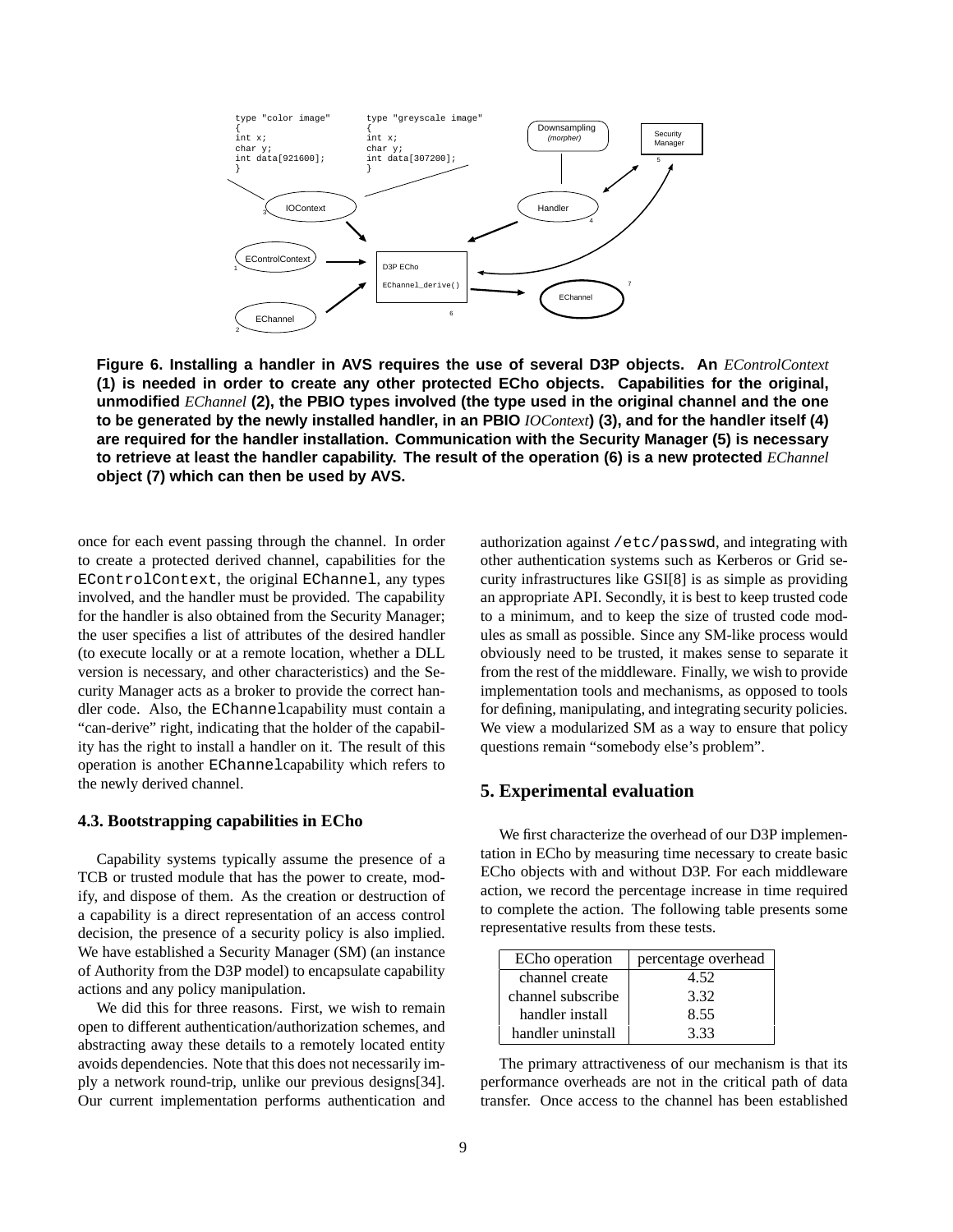type "color image"
{
int x;
char y;
int data[921600];
}

type "greyscale image"
{
int x;
char y;
int data[307200];
}

**Figure 6. Installing a handler in AVS requires the use of several D3P objects. An** *EControlContext* **(1) is needed in order to create any other protected ECho objects. Capabilities for the original, unmodified** *EChannel* **(2), the PBIO types involved (the type used in the original channel and the one to be generated by the newly installed handler, in an PBIO** *IOContext***) (3), and for the handler itself (4) are required for the handler installation. Communication with the Security Manager (5) is necessary to retrieve at least the handler capability. The result of the operation (6) is a new protected** *EChannel* **object (7) which can then be used by AVS.**

once for each event passing through the channel. In order to create a protected derived channel, capabilities for the `EControlContext`, the original `EChannel`, any types involved, and the handler must be provided. The capability for the handler is also obtained from the Security Manager; the user specifies a list of attributes of the desired handler (to execute locally or at a remote location, whether a DLL version is necessary, and other characteristics) and the Security Manager acts as a broker to provide the correct handler code. Also, the `EChannel`capability must contain a "can-derive" right, indicating that the holder of the capability has the right to install a handler on it. The result of this operation is another `EChannel`capability which refers to the newly derived channel.

### 4.3. Bootstrapping capabilities in ECho

Capability systems typically assume the presence of a TCB or trusted module that has the power to create, modify, and dispose of them. As the creation or destruction of a capability is a direct representation of an access control decision, the presence of a security policy is also implied. We have established a Security Manager (SM) (an instance of Authority from the D3P model) to encapsulate capability actions and any policy manipulation.

We did this for three reasons. First, we wish to remain open to different authentication/authorization schemes, and abstracting away these details to a remotely located entity avoids dependencies. Note that this does not necessarily imply a network round-trip, unlike our previous designs[34]. Our current implementation performs authentication and authorization against `/etc/passwd`, and integrating with other authentication systems such as Kerberos or Grid security infrastructures like GSI[8] is as simple as providing an appropriate API. Secondly, it is best to keep trusted code to a minimum, and to keep the size of trusted code modules as small as possible. Since any SM-like process would obviously need to be trusted, it makes sense to separate it from the rest of the middleware. Finally, we wish to provide implementation tools and mechanisms, as opposed to tools for defining, manipulating, and integrating security policies. We view a modularized SM as a way to ensure that policy questions remain "somebody else's problem".

## 5. Experimental evaluation

We first characterize the overhead of our D3P implementation in ECho by measuring time necessary to create basic ECho objects with and without D3P. For each middleware action, we record the percentage increase in time required to complete the action. The following table presents some representative results from these tests.

| ECho operation | percentage overhead |
|---|---|
| channel create | 4.52 |
| channel subscribe | 3.32 |
| handler install | 8.55 |
| handler uninstall | 3.33 |

The primary attractiveness of our mechanism is that its performance overheads are not in the critical path of data transfer. Once access to the channel has been established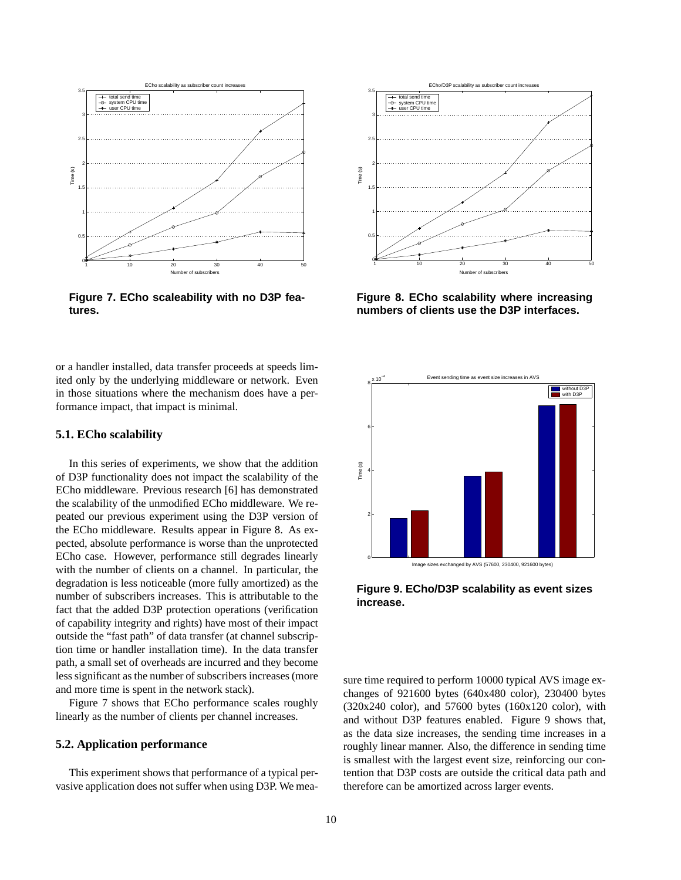**Figure 7. ECho scaleability with no D3P features.**

**Figure 8. ECho scalability where increasing numbers of clients use the D3P interfaces.**

or a handler installed, data transfer proceeds at speeds limited only by the underlying middleware or network. Even in those situations where the mechanism does have a performance impact, that impact is minimal.

### 5.1. ECho scalability

In this series of experiments, we show that the addition of D3P functionality does not impact the scalability of the ECho middleware. Previous research [6] has demonstrated the scalability of the unmodified ECho middleware. We repeated our previous experiment using the D3P version of the ECho middleware. Results appear in Figure 8. As expected, absolute performance is worse than the unprotected ECho case. However, performance still degrades linearly with the number of clients on a channel. In particular, the degradation is less noticeable (more fully amortized) as the number of subscribers increases. This is attributable to the fact that the added D3P protection operations (verification of capability integrity and rights) have most of their impact outside the "fast path" of data transfer (at channel subscription time or handler installation time). In the data transfer path, a small set of overheads are incurred and they become less significant as the number of subscribers increases (more and more time is spent in the network stack).

Figure 7 shows that ECho performance scales roughly linearly as the number of clients per channel increases.

### 5.2. Application performance

This experiment shows that performance of a typical pervasive application does not suffer when using D3P. We measure time required to perform 10000 typical AVS image exchanges of 921600 bytes (640x480 color), 230400 bytes (320x240 color), and 57600 bytes (160x120 color), with and without D3P features enabled. Figure 9 shows that, as the data size increases, the sending time increases in a roughly linear manner. Also, the difference in sending time is smallest with the largest event size, reinforcing our contention that D3P costs are outside the critical data path and therefore can be amortized across larger events.

**Figure 9. ECho/D3P scalability as event sizes increase.**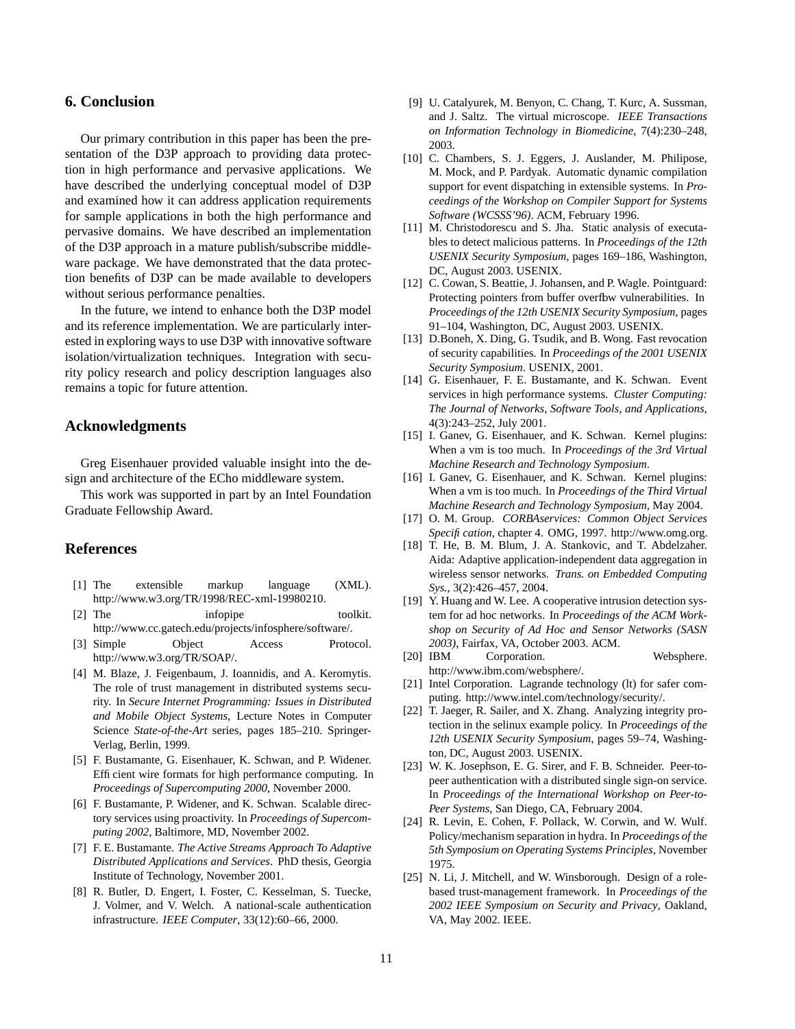## 6. Conclusion

Our primary contribution in this paper has been the presentation of the D3P approach to providing data protection in high performance and pervasive applications. We have described the underlying conceptual model of D3P and examined how it can address application requirements for sample applications in both the high performance and pervasive domains. We have described an implementation of the D3P approach in a mature publish/subscribe middleware package. We have demonstrated that the data protection benefits of D3P can be made available to developers without serious performance penalties.

In the future, we intend to enhance both the D3P model and its reference implementation. We are particularly interested in exploring ways to use D3P with innovative software isolation/virtualization techniques. Integration with security policy research and policy description languages also remains a topic for future attention.

## Acknowledgments

Greg Eisenhauer provided valuable insight into the design and architecture of the ECho middleware system.

This work was supported in part by an Intel Foundation Graduate Fellowship Award.

## References

[1] The extensible markup language (XML). http://www.w3.org/TR/1998/REC-xml-19980210.

[2] The infopipe toolkit. http://www.cc.gatech.edu/projects/infosphere/software/.

[3] Simple Object Access Protocol. http://www.w3.org/TR/SOAP/.

[4] M. Blaze, J. Feigenbaum, J. Ioannidis, and A. Keromytis. The role of trust management in distributed systems security. In *Secure Internet Programming: Issues in Distributed and Mobile Object Systems*, Lecture Notes in Computer Science *State-of-the-Art* series, pages 185–210. Springer-Verlag, Berlin, 1999.

[5] F. Bustamante, G. Eisenhauer, K. Schwan, and P. Widener. Efficient wire formats for high performance computing. In *Proceedings of Supercomputing 2000*, November 2000.

[6] F. Bustamante, P. Widener, and K. Schwan. Scalable directory services using proactivity. In *Proceedings of Supercomputing 2002*, Baltimore, MD, November 2002.

[7] F. E. Bustamante. *The Active Streams Approach To Adaptive Distributed Applications and Services*. PhD thesis, Georgia Institute of Technology, November 2001.

[8] R. Butler, D. Engert, I. Foster, C. Kesselman, S. Tuecke, J. Volmer, and V. Welch. A national-scale authentication infrastructure. *IEEE Computer*, 33(12):60–66, 2000.

[9] U. Catalyurek, M. Benyon, C. Chang, T. Kurc, A. Sussman, and J. Saltz. The virtual microscope. *IEEE Transactions on Information Technology in Biomedicine*, 7(4):230–248, 2003.

[10] C. Chambers, S. J. Eggers, J. Auslander, M. Philipose, M. Mock, and P. Pardyak. Automatic dynamic compilation support for event dispatching in extensible systems. In *Proceedings of the Workshop on Compiler Support for Systems Software (WCSSS'96)*. ACM, February 1996.

[11] M. Christodorescu and S. Jha. Static analysis of executables to detect malicious patterns. In *Proceedings of the 12th USENIX Security Symposium*, pages 169–186, Washington, DC, August 2003. USENIX.

[12] C. Cowan, S. Beattie, J. Johansen, and P. Wagle. Pointguard: Protecting pointers from buffer overflow vulnerabilities. In *Proceedings of the 12th USENIX Security Symposium*, pages 91–104, Washington, DC, August 2003. USENIX.

[13] D.Boneh, X. Ding, G. Tsudik, and B. Wong. Fast revocation of security capabilities. In *Proceedings of the 2001 USENIX Security Symposium*. USENIX, 2001.

[14] G. Eisenhauer, F. E. Bustamante, and K. Schwan. Event services in high performance systems. *Cluster Computing: The Journal of Networks, Software Tools, and Applications*, 4(3):243–252, July 2001.

[15] I. Ganev, G. Eisenhauer, and K. Schwan. Kernel plugins: When a vm is too much. In *Proceedings of the 3rd Virtual Machine Research and Technology Symposium*.

[16] I. Ganev, G. Eisenhauer, and K. Schwan. Kernel plugins: When a vm is too much. In *Proceedings of the Third Virtual Machine Research and Technology Symposium*, May 2004.

[17] O. M. Group. *CORBAservices: Common Object Services Specification*, chapter 4. OMG, 1997. http://www.omg.org.

[18] T. He, B. M. Blum, J. A. Stankovic, and T. Abdelzaher. Aida: Adaptive application-independent data aggregation in wireless sensor networks. *Trans. on Embedded Computing Sys.*, 3(2):426–457, 2004.

[19] Y. Huang and W. Lee. A cooperative intrusion detection system for ad hoc networks. In *Proceedings of the ACM Workshop on Security of Ad Hoc and Sensor Networks (SASN 2003)*, Fairfax, VA, October 2003. ACM.

[20] IBM Corporation. Websphere. http://www.ibm.com/websphere/.

[21] Intel Corporation. Lagrande technology (lt) for safer computing. http://www.intel.com/technology/security/.

[22] T. Jaeger, R. Sailer, and X. Zhang. Analyzing integrity protection in the selinux example policy. In *Proceedings of the 12th USENIX Security Symposium*, pages 59–74, Washington, DC, August 2003. USENIX.

[23] W. K. Josephson, E. G. Sirer, and F. B. Schneider. Peer-to-peer authentication with a distributed single sign-on service. In *Proceedings of the International Workshop on Peer-to-Peer Systems*, San Diego, CA, February 2004.

[24] R. Levin, E. Cohen, F. Pollack, W. Corwin, and W. Wulf. Policy/mechanism separation in hydra. In *Proceedings of the 5th Symposium on Operating Systems Principles*, November 1975.

[25] N. Li, J. Mitchell, and W. Winsborough. Design of a role-based trust-management framework. In *Proceedings of the 2002 IEEE Symposium on Security and Privacy*, Oakland, VA, May 2002. IEEE.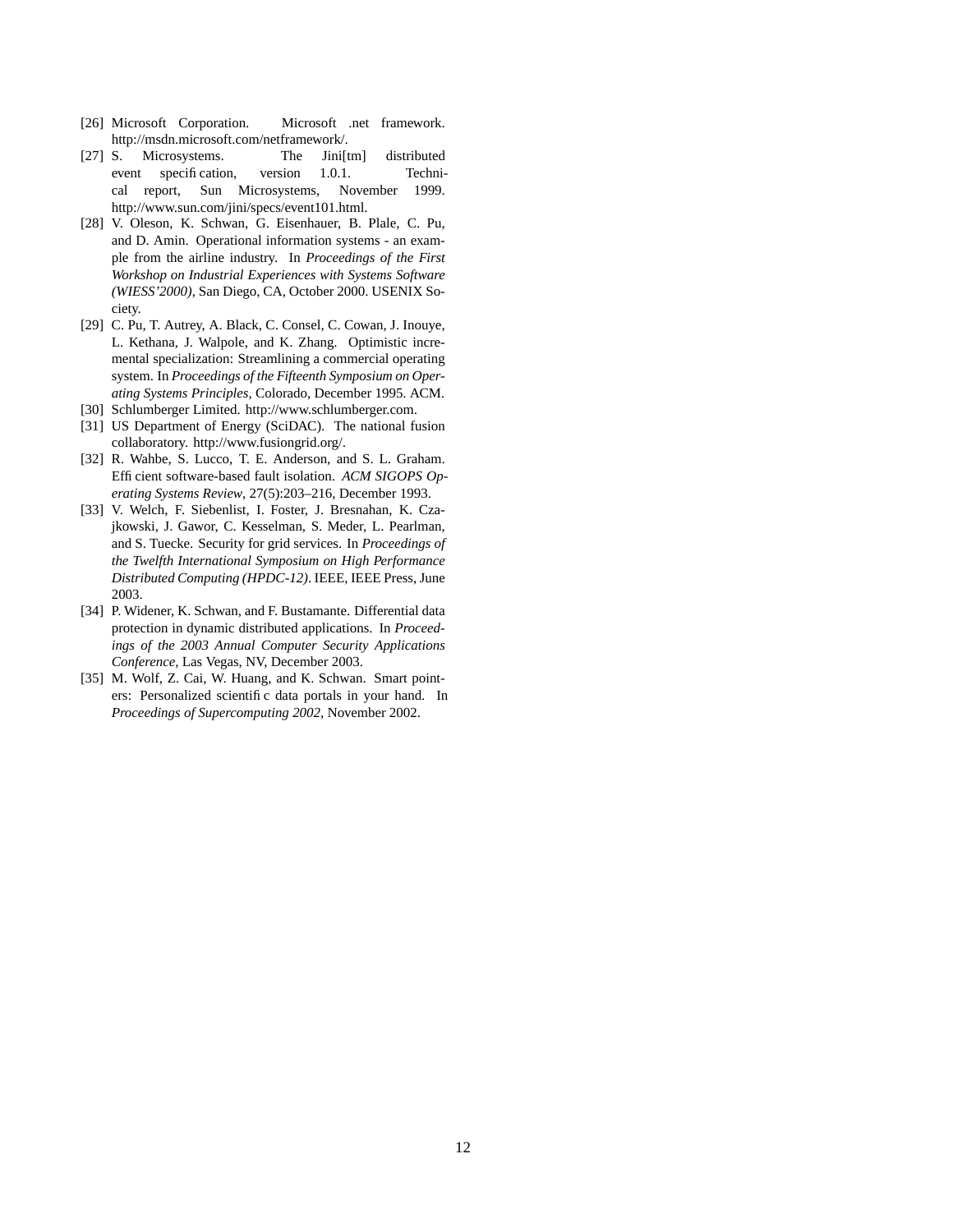[26] Microsoft Corporation. Microsoft .net framework. http://msdn.microsoft.com/netframework/.

[27] S. Microsystems. The Jini[tm] distributed event specification, version 1.0.1. Technical report, Sun Microsystems, November 1999. http://www.sun.com/jini/specs/event101.html.

[28] V. Oleson, K. Schwan, G. Eisenhauer, B. Plale, C. Pu, and D. Amin. Operational information systems - an example from the airline industry. In *Proceedings of the First Workshop on Industrial Experiences with Systems Software (WIESS'2000)*, San Diego, CA, October 2000. USENIX Society.

[29] C. Pu, T. Autrey, A. Black, C. Consel, C. Cowan, J. Inouye, L. Kethana, J. Walpole, and K. Zhang. Optimistic incremental specialization: Streamlining a commercial operating system. In *Proceedings of the Fifteenth Symposium on Operating Systems Principles*, Colorado, December 1995. ACM.

[30] Schlumberger Limited. http://www.schlumberger.com.

[31] US Department of Energy (SciDAC). The national fusion collaboratory. http://www.fusiongrid.org/.

[32] R. Wahbe, S. Lucco, T. E. Anderson, and S. L. Graham. Efficient software-based fault isolation. *ACM SIGOPS Operating Systems Review*, 27(5):203–216, December 1993.

[33] V. Welch, F. Siebenlist, I. Foster, J. Bresnahan, K. Czajkowski, J. Gawor, C. Kesselman, S. Meder, L. Pearlman, and S. Tuecke. Security for grid services. In *Proceedings of the Twelfth International Symposium on High Performance Distributed Computing (HPDC-12)*. IEEE, IEEE Press, June 2003.

[34] P. Widener, K. Schwan, and F. Bustamante. Differential data protection in dynamic distributed applications. In *Proceedings of the 2003 Annual Computer Security Applications Conference*, Las Vegas, NV, December 2003.

[35] M. Wolf, Z. Cai, W. Huang, and K. Schwan. Smart pointers: Personalized scientific data portals in your hand. In *Proceedings of Supercomputing 2002*, November 2002.